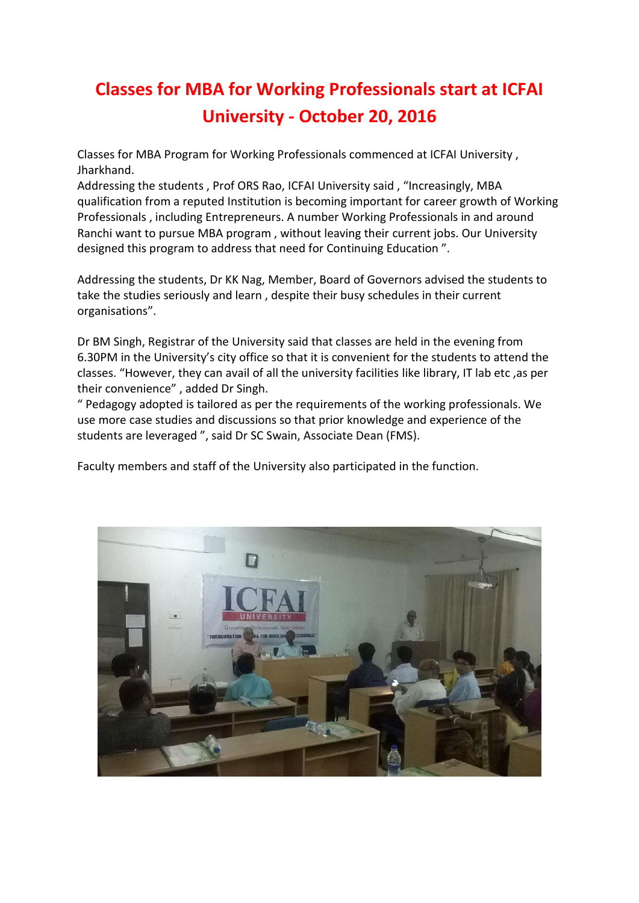# Classes for MBA for Working Professionals start at ICFAI University - October 20, 2016

Classes for MBA Program for Working Professionals commenced at ICFAI University , Jharkhand.

Addressing the students , Prof ORS Rao, ICFAI University said , "Increasingly, MBA qualification from a reputed Institution is becoming important for career growth of Working Professionals , including Entrepreneurs. A number Working Professionals in and around Ranchi want to pursue MBA program , without leaving their current jobs. Our University designed this program to address that need for Continuing Education ".

Addressing the students, Dr KK Nag, Member, Board of Governors advised the students to take the studies seriously and learn , despite their busy schedules in their current organisations".

Dr BM Singh, Registrar of the University said that classes are held in the evening from 6.30PM in the University's city office so that it is convenient for the students to attend the classes. "However, they can avail of all the university facilities like library, IT lab etc ,as per their convenience" , added Dr Singh.

" Pedagogy adopted is tailored as per the requirements of the working professionals. We use more case studies and discussions so that prior knowledge and experience of the students are leveraged ", said Dr SC Swain, Associate Dean (FMS).

Faculty members and staff of the University also participated in the function.